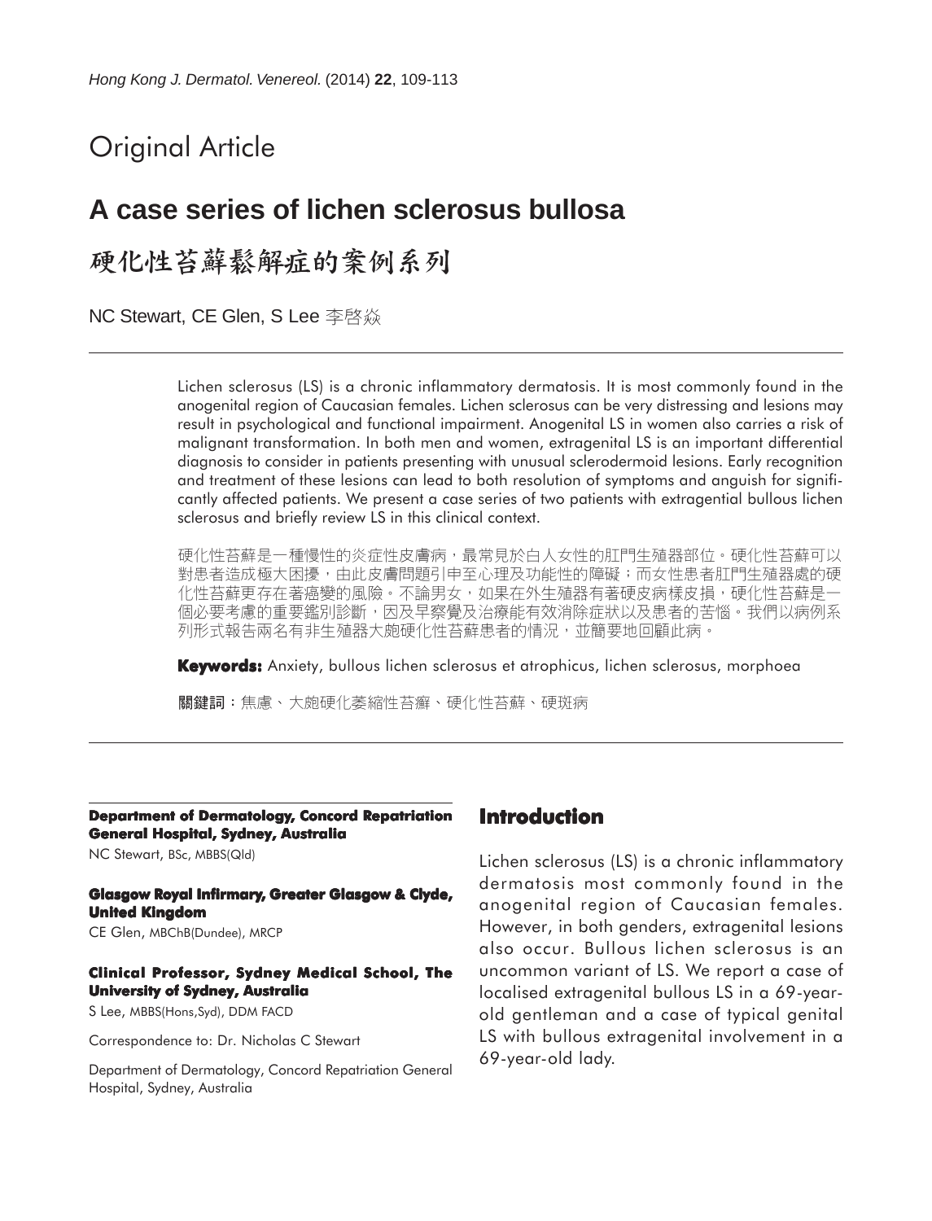Original Article

# A case series of lichen sclerosus bullosa

# 硬化性苔蘚鬆解症的案例系列

NC Stewart, CE Glen, S Lee 李啓焱

Lichen sclerosus (LS) is a chronic inflammatory dermatosis. It is most commonly found in the anogenital region of Caucasian females. Lichen sclerosus can be very distressing and lesions may result in psychological and functional impairment. Anogenital LS in women also carries a risk of malignant transformation. In both men and women, extragenital LS is an important differential diagnosis to consider in patients presenting with unusual sclerodermoid lesions. Early recognition and treatment of these lesions can lead to both resolution of symptoms and anguish for significantly affected patients. We present a case series of two patients with extragential bullous lichen sclerosus and briefly review LS in this clinical context.

硬化性苔蘚是一種慢性的炎症性皮膚病，最常見於白人女性的肛門生殖器部位。硬化性苔蘚可以對患者造成極大困擾，由此皮膚問題引申至心理及功能性的障礙；而女性患者肛門生殖器處的硬化性苔蘚更存在著癌變的風險。不論男女，如果在外生殖器有著硬皮病樣皮損，硬化性苔蘚是一個必要考慮的重要鑑別診斷，因及早察覺及治療能有效消除症狀以及患者的苦惱。我們以病例系列形式報告兩名有非生殖器大皰硬化性苔蘚患者的情況，並簡要地回顧此病。

**Keywords:** Anxiety, bullous lichen sclerosus et atrophicus, lichen sclerosus, morphoea

**關鍵詞**：焦慮、大皰硬化萎縮性苔癬、硬化性苔蘚、硬斑病

**Department of Dermatology, Concord Repatriation General Hospital, Sydney, Australia**

NC Stewart, BSc, MBBS(Qld)

**Glasgow Royal Infirmary, Greater Glasgow & Clyde, United Kingdom**

CE Glen, MBChB(Dundee), MRCP

**Clinical Professor, Sydney Medical School, The University of Sydney, Australia**

S Lee, MBBS(Hons,Syd), DDM FACD

Correspondence to: Dr. Nicholas C Stewart

Department of Dermatology, Concord Repatriation General Hospital, Sydney, Australia

## Introduction

Lichen sclerosus (LS) is a chronic inflammatory dermatosis most commonly found in the anogenital region of Caucasian females. However, in both genders, extragenital lesions also occur. Bullous lichen sclerosus is an uncommon variant of LS. We report a case of localised extragenital bullous LS in a 69-year-old gentleman and a case of typical genital LS with bullous extragenital involvement in a 69-year-old lady.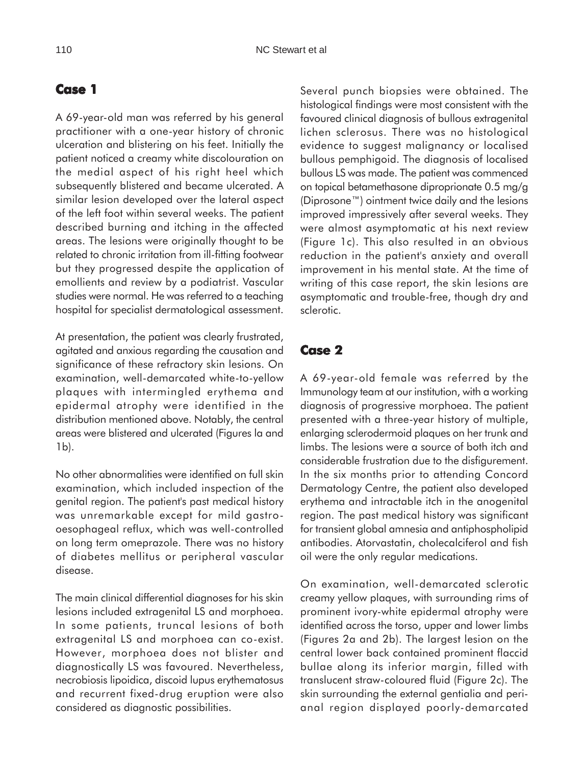## Case 1

A 69-year-old man was referred by his general practitioner with a one-year history of chronic ulceration and blistering on his feet. Initially the patient noticed a creamy white discolouration on the medial aspect of his right heel which subsequently blistered and became ulcerated. A similar lesion developed over the lateral aspect of the left foot within several weeks. The patient described burning and itching in the affected areas. The lesions were originally thought to be related to chronic irritation from ill-fitting footwear but they progressed despite the application of emollients and review by a podiatrist. Vascular studies were normal. He was referred to a teaching hospital for specialist dermatological assessment.

At presentation, the patient was clearly frustrated, agitated and anxious regarding the causation and significance of these refractory skin lesions. On examination, well-demarcated white-to-yellow plaques with intermingled erythema and epidermal atrophy were identified in the distribution mentioned above. Notably, the central areas were blistered and ulcerated (Figures la and 1b).

No other abnormalities were identified on full skin examination, which included inspection of the genital region. The patient's past medical history was unremarkable except for mild gastro-oesophageal reflux, which was well-controlled on long term omeprazole. There was no history of diabetes mellitus or peripheral vascular disease.

The main clinical differential diagnoses for his skin lesions included extragenital LS and morphoea. In some patients, truncal lesions of both extragenital LS and morphoea can co-exist. However, morphoea does not blister and diagnostically LS was favoured. Nevertheless, necrobiosis lipoidica, discoid lupus erythematosus and recurrent fixed-drug eruption were also considered as diagnostic possibilities.

Several punch biopsies were obtained. The histological findings were most consistent with the favoured clinical diagnosis of bullous extragenital lichen sclerosus. There was no histological evidence to suggest malignancy or localised bullous pemphigoid. The diagnosis of localised bullous LS was made. The patient was commenced on topical betamethasone diproprionate 0.5 mg/g (Diprosone™) ointment twice daily and the lesions improved impressively after several weeks. They were almost asymptomatic at his next review (Figure 1c). This also resulted in an obvious reduction in the patient's anxiety and overall improvement in his mental state. At the time of writing of this case report, the skin lesions are asymptomatic and trouble-free, though dry and sclerotic.

## Case 2

A 69-year-old female was referred by the Immunology team at our institution, with a working diagnosis of progressive morphoea. The patient presented with a three-year history of multiple, enlarging sclerodermoid plaques on her trunk and limbs. The lesions were a source of both itch and considerable frustration due to the disfigurement. In the six months prior to attending Concord Dermatology Centre, the patient also developed erythema and intractable itch in the anogenital region. The past medical history was significant for transient global amnesia and antiphospholipid antibodies. Atorvastatin, cholecalciferol and fish oil were the only regular medications.

On examination, well-demarcated sclerotic creamy yellow plaques, with surrounding rims of prominent ivory-white epidermal atrophy were identified across the torso, upper and lower limbs (Figures 2a and 2b). The largest lesion on the central lower back contained prominent flaccid bullae along its inferior margin, filled with translucent straw-coloured fluid (Figure 2c). The skin surrounding the external gentialia and peri-anal region displayed poorly-demarcated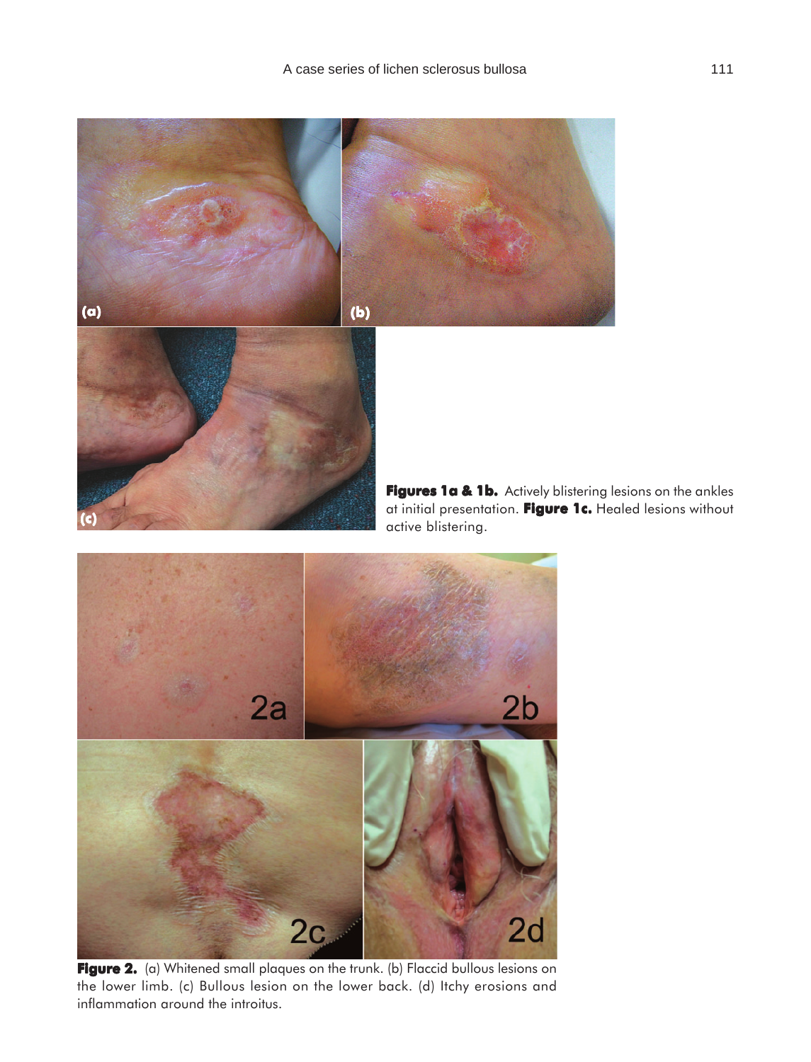**Figures 1a & 1b.** Actively blistering lesions on the ankles at initial presentation. **Figure 1c.** Healed lesions without active blistering.

**Figure 2.** (a) Whitened small plaques on the trunk. (b) Flaccid bullous lesions on the lower limb. (c) Bullous lesion on the lower back. (d) Itchy erosions and inflammation around the introitus.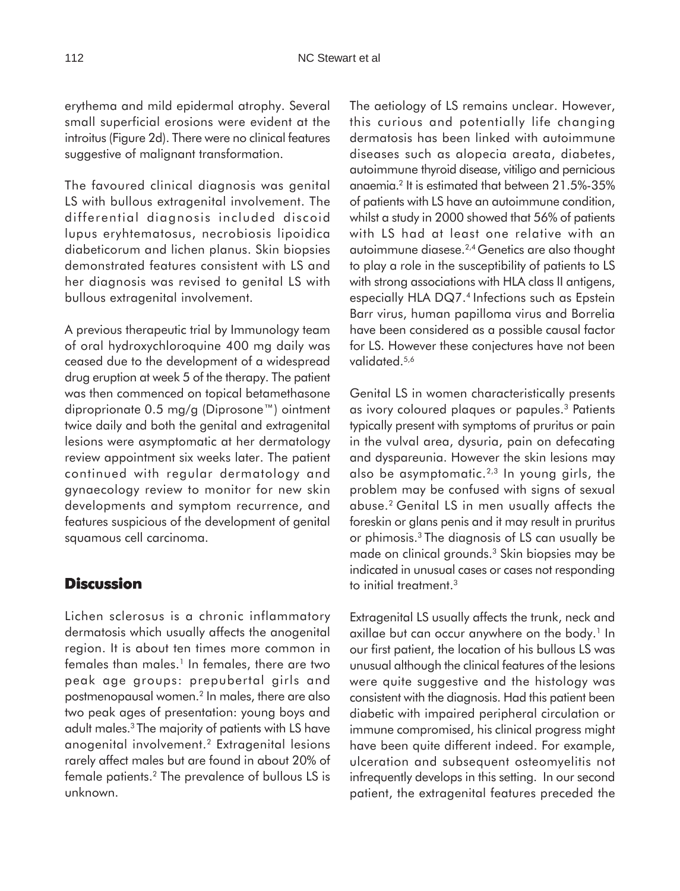erythema and mild epidermal atrophy. Several small superficial erosions were evident at the introitus (Figure 2d). There were no clinical features suggestive of malignant transformation.

The favoured clinical diagnosis was genital LS with bullous extragenital involvement. The differential diagnosis included discoid lupus eryhtematosus, necrobiosis lipoidica diabeticorum and lichen planus. Skin biopsies demonstrated features consistent with LS and her diagnosis was revised to genital LS with bullous extragenital involvement.

A previous therapeutic trial by Immunology team of oral hydroxychloroquine 400 mg daily was ceased due to the development of a widespread drug eruption at week 5 of the therapy. The patient was then commenced on topical betamethasone diproprionate 0.5 mg/g (Diprosone™) ointment twice daily and both the genital and extragenital lesions were asymptomatic at her dermatology review appointment six weeks later. The patient continued with regular dermatology and gynaecology review to monitor for new skin developments and symptom recurrence, and features suspicious of the development of genital squamous cell carcinoma.

## Discussion

Lichen sclerosus is a chronic inflammatory dermatosis which usually affects the anogenital region. It is about ten times more common in females than males.[1] In females, there are two peak age groups: prepubertal girls and postmenopausal women.[2] In males, there are also two peak ages of presentation: young boys and adult males.[3] The majority of patients with LS have anogenital involvement.[2] Extragenital lesions rarely affect males but are found in about 20% of female patients.[2] The prevalence of bullous LS is unknown.

The aetiology of LS remains unclear. However, this curious and potentially life changing dermatosis has been linked with autoimmune diseases such as alopecia areata, diabetes, autoimmune thyroid disease, vitiligo and pernicious anaemia.[2] It is estimated that between 21.5%-35% of patients with LS have an autoimmune condition, whilst a study in 2000 showed that 56% of patients with LS had at least one relative with an autoimmune diasese.[2,4] Genetics are also thought to play a role in the susceptibility of patients to LS with strong associations with HLA class II antigens, especially HLA DQ7.[4] Infections such as Epstein Barr virus, human papilloma virus and Borrelia have been considered as a possible causal factor for LS. However these conjectures have not been validated.[5,6]

Genital LS in women characteristically presents as ivory coloured plaques or papules.[3] Patients typically present with symptoms of pruritus or pain in the vulval area, dysuria, pain on defecating and dyspareunia. However the skin lesions may also be asymptomatic.[2,3] In young girls, the problem may be confused with signs of sexual abuse.[2] Genital LS in men usually affects the foreskin or glans penis and it may result in pruritus or phimosis.[3] The diagnosis of LS can usually be made on clinical grounds.[3] Skin biopsies may be indicated in unusual cases or cases not responding to initial treatment.[3]

Extragenital LS usually affects the trunk, neck and axillae but can occur anywhere on the body.[1] In our first patient, the location of his bullous LS was unusual although the clinical features of the lesions were quite suggestive and the histology was consistent with the diagnosis. Had this patient been diabetic with impaired peripheral circulation or immune compromised, his clinical progress might have been quite different indeed. For example, ulceration and subsequent osteomyelitis not infrequently develops in this setting. In our second patient, the extragenital features preceded the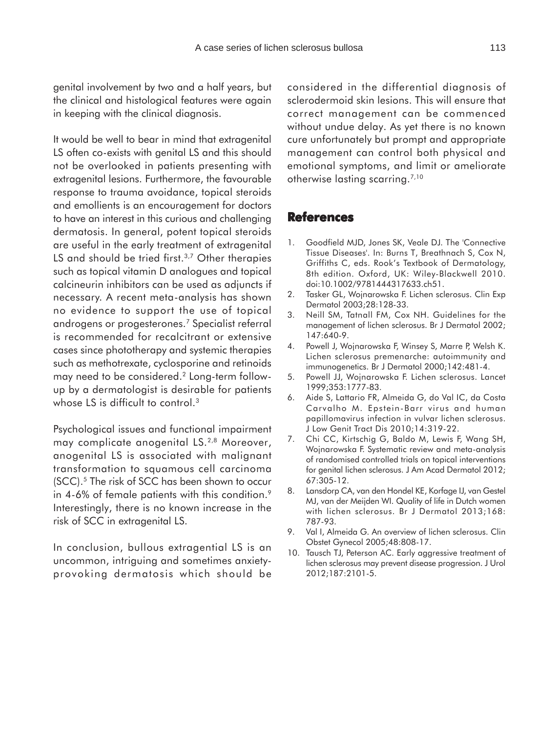genital involvement by two and a half years, but the clinical and histological features were again in keeping with the clinical diagnosis.

It would be well to bear in mind that extragenital LS often co-exists with genital LS and this should not be overlooked in patients presenting with extragenital lesions. Furthermore, the favourable response to trauma avoidance, topical steroids and emollients is an encouragement for doctors to have an interest in this curious and challenging dermatosis. In general, potent topical steroids are useful in the early treatment of extragenital LS and should be tried first.[3,7] Other therapies such as topical vitamin D analogues and topical calcineurin inhibitors can be used as adjuncts if necessary. A recent meta-analysis has shown no evidence to support the use of topical androgens or progesterones.[7] Specialist referral is recommended for recalcitrant or extensive cases since phototherapy and systemic therapies such as methotrexate, cyclosporine and retinoids may need to be considered.[2] Long-term follow-up by a dermatologist is desirable for patients whose LS is difficult to control.[3]

Psychological issues and functional impairment may complicate anogenital LS.[2,8] Moreover, anogenital LS is associated with malignant transformation to squamous cell carcinoma (SCC).[5] The risk of SCC has been shown to occur in 4-6% of female patients with this condition.[9] Interestingly, there is no known increase in the risk of SCC in extragenital LS.

In conclusion, bullous extragential LS is an uncommon, intriguing and sometimes anxiety-provoking dermatosis which should be considered in the differential diagnosis of sclerodermoid skin lesions. This will ensure that correct management can be commenced without undue delay. As yet there is no known cure unfortunately but prompt and appropriate management can control both physical and emotional symptoms, and limit or ameliorate otherwise lasting scarring.[7,10]

## References

1. Goodfield MJD, Jones SK, Veale DJ. The 'Connective Tissue Diseases'. In: Burns T, Breathnach S, Cox N, Griffiths C, eds. Rook's Textbook of Dermatology, 8th edition. Oxford, UK: Wiley-Blackwell 2010. doi:10.1002/9781444317633.ch51.
2. Tasker GL, Wojnarowska F. Lichen sclerosus. Clin Exp Dermatol 2003;28:128-33.
3. Neill SM, Tatnall FM, Cox NH. Guidelines for the management of lichen sclerosus. Br J Dermatol 2002; 147:640-9.
4. Powell J, Wojnarowska F, Winsey S, Marre P, Welsh K. Lichen sclerosus premenarche: autoimmunity and immunogenetics. Br J Dermatol 2000;142:481-4.
5. Powell JJ, Wojnarowska F. Lichen sclerosus. Lancet 1999;353:1777-83.
6. Aide S, Lattario FR, Almeida G, do Val IC, da Costa Carvalho M. Epstein-Barr virus and human papillomavirus infection in vulvar lichen sclerosus. J Low Genit Tract Dis 2010;14:319-22.
7. Chi CC, Kirtschig G, Baldo M, Lewis F, Wang SH, Wojnarowska F. Systematic review and meta-analysis of randomised controlled trials on topical interventions for genital lichen sclerosus. J Am Acad Dermatol 2012; 67:305-12.
8. Lansdorp CA, van den Hondel KE, Korfage IJ, van Gestel MJ, van der Meijden WI. Quality of life in Dutch women with lichen sclerosus. Br J Dermatol 2013;168: 787-93.
9. Val I, Almeida G. An overview of lichen sclerosus. Clin Obstet Gynecol 2005;48:808-17.
10. Tausch TJ, Peterson AC. Early aggressive treatment of lichen sclerosus may prevent disease progression. J Urol 2012;187:2101-5.